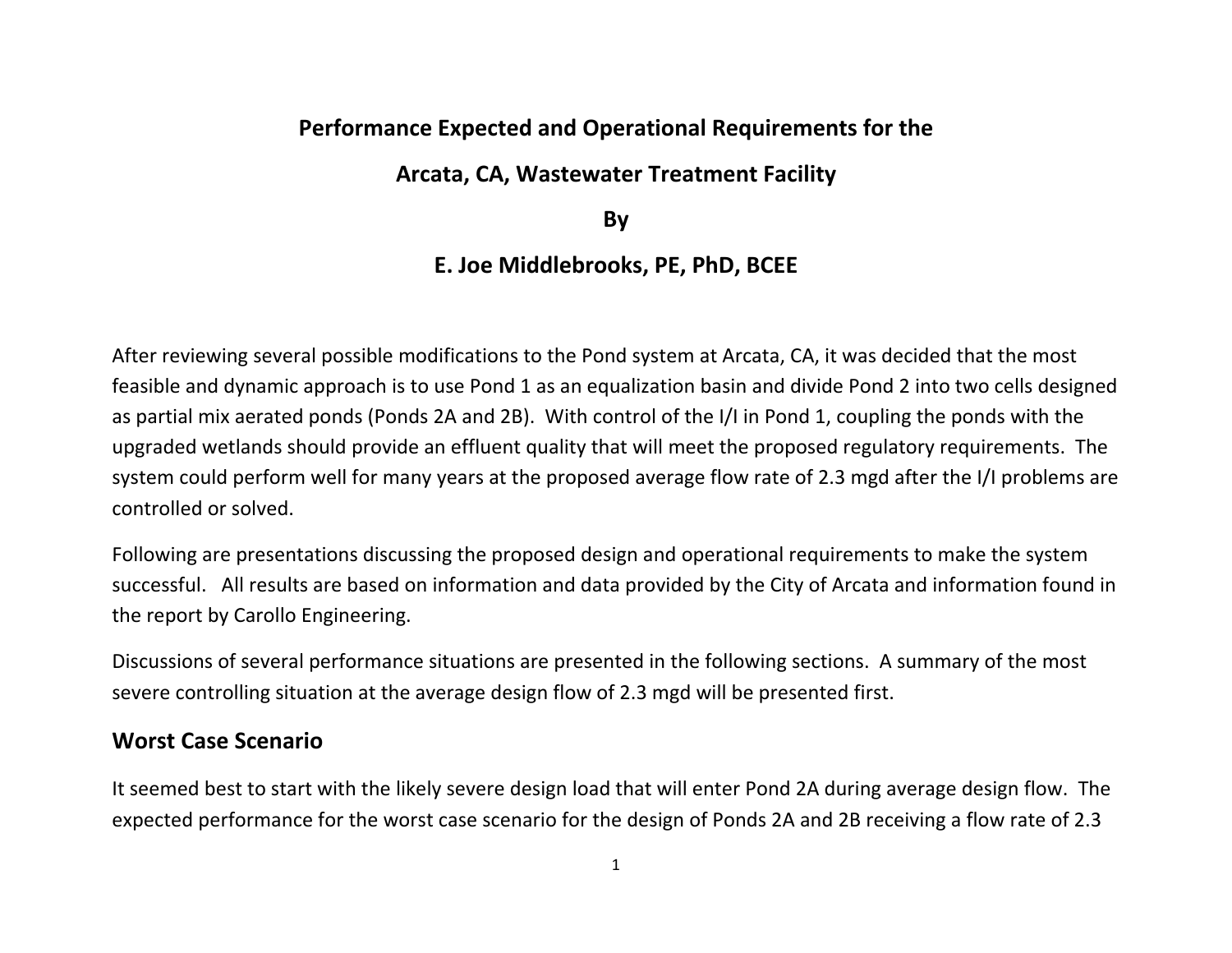# Performance Expected and Operational Requirements for the Arcata, CA, Wastewater Treatment Facility

**By**

**E. Joe Middlebrooks, PE, PhD, BCEE**

After reviewing several possible modifications to the Pond system at Arcata, CA, it was decided that the most feasible and dynamic approach is to use Pond 1 as an equalization basin and divide Pond 2 into two cells designed as partial mix aerated ponds (Ponds 2A and 2B). With control of the I/I in Pond 1, coupling the ponds with the upgraded wetlands should provide an effluent quality that will meet the proposed regulatory requirements. The system could perform well for many years at the proposed average flow rate of 2.3 mgd after the I/I problems are controlled or solved.

Following are presentations discussing the proposed design and operational requirements to make the system successful. All results are based on information and data provided by the City of Arcata and information found in the report by Carollo Engineering.

Discussions of several performance situations are presented in the following sections. A summary of the most severe controlling situation at the average design flow of 2.3 mgd will be presented first.

## Worst Case Scenario

It seemed best to start with the likely severe design load that will enter Pond 2A during average design flow. The expected performance for the worst case scenario for the design of Ponds 2A and 2B receiving a flow rate of 2.3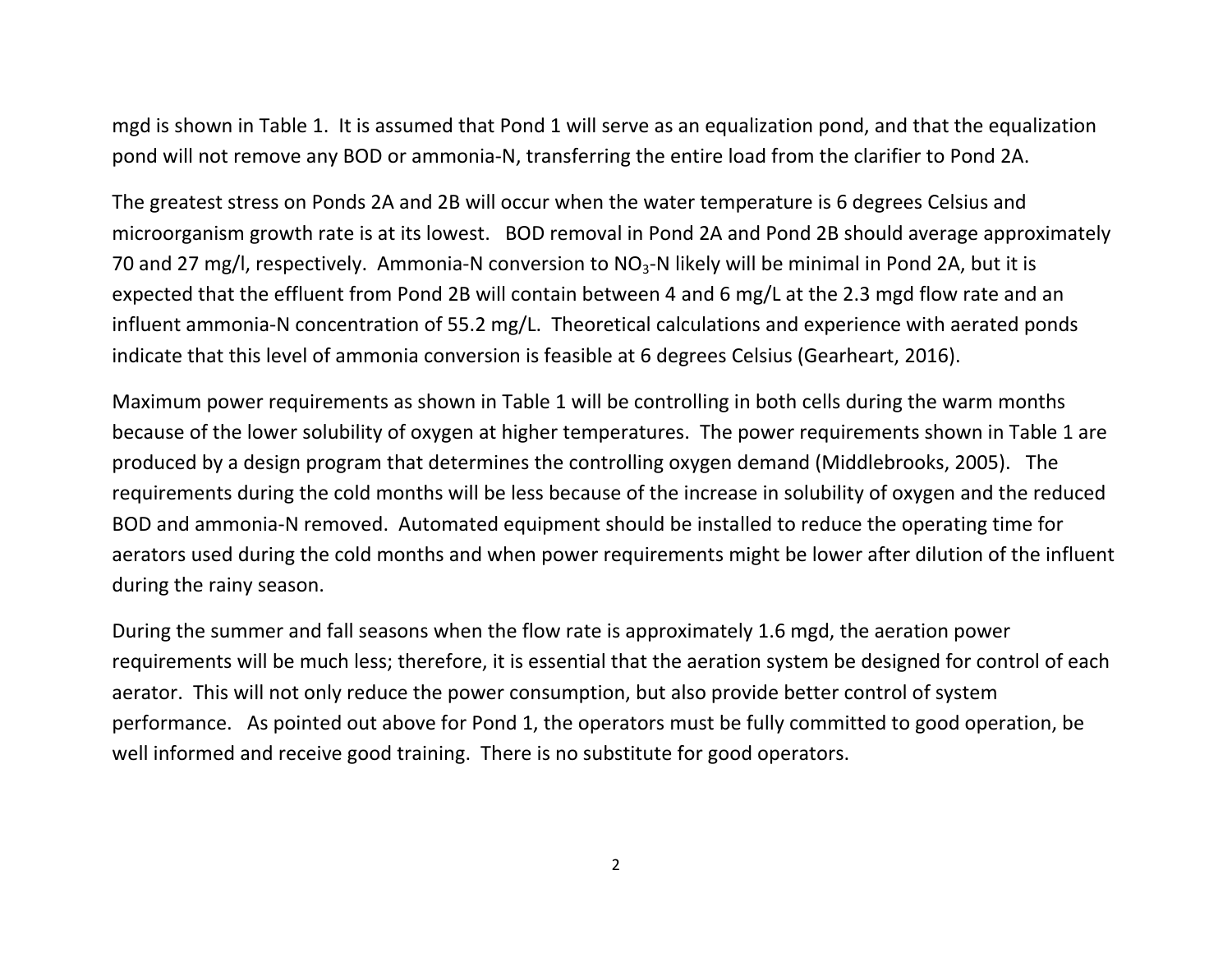mgd is shown in Table 1. It is assumed that Pond 1 will serve as an equalization pond, and that the equalization pond will not remove any BOD or ammonia-N, transferring the entire load from the clarifier to Pond 2A.

The greatest stress on Ponds 2A and 2B will occur when the water temperature is 6 degrees Celsius and microorganism growth rate is at its lowest. BOD removal in Pond 2A and Pond 2B should average approximately 70 and 27 mg/l, respectively. Ammonia-N conversion to $NO_3$-N likely will be minimal in Pond 2A, but it is expected that the effluent from Pond 2B will contain between 4 and 6 mg/L at the 2.3 mgd flow rate and an influent ammonia-N concentration of 55.2 mg/L. Theoretical calculations and experience with aerated ponds indicate that this level of ammonia conversion is feasible at 6 degrees Celsius (Gearheart, 2016).

Maximum power requirements as shown in Table 1 will be controlling in both cells during the warm months because of the lower solubility of oxygen at higher temperatures. The power requirements shown in Table 1 are produced by a design program that determines the controlling oxygen demand (Middlebrooks, 2005). The requirements during the cold months will be less because of the increase in solubility of oxygen and the reduced BOD and ammonia-N removed. Automated equipment should be installed to reduce the operating time for aerators used during the cold months and when power requirements might be lower after dilution of the influent during the rainy season.

During the summer and fall seasons when the flow rate is approximately 1.6 mgd, the aeration power requirements will be much less; therefore, it is essential that the aeration system be designed for control of each aerator. This will not only reduce the power consumption, but also provide better control of system performance. As pointed out above for Pond 1, the operators must be fully committed to good operation, be well informed and receive good training. There is no substitute for good operators.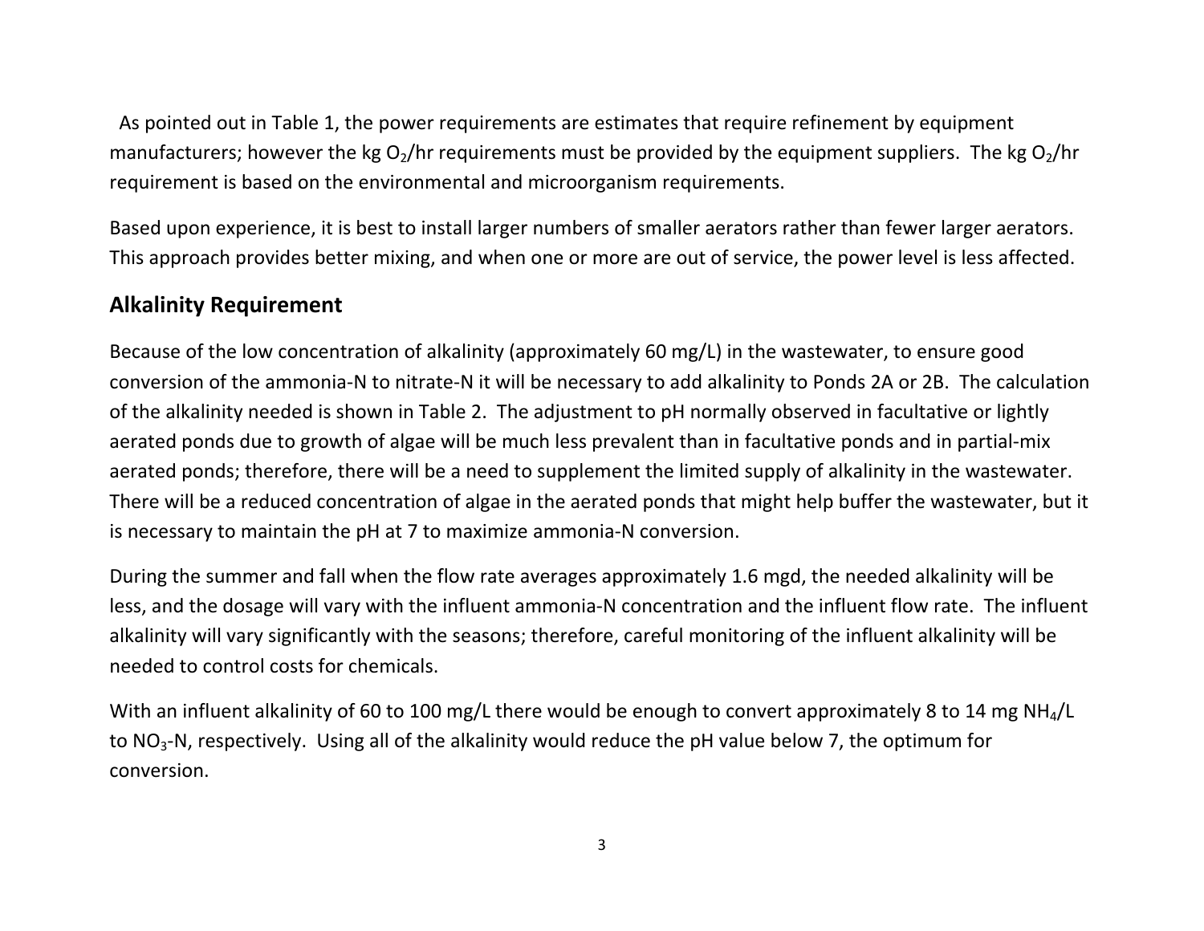As pointed out in Table 1, the power requirements are estimates that require refinement by equipment manufacturers; however the kg $O_2$/hr requirements must be provided by the equipment suppliers. The kg $O_2$/hr requirement is based on the environmental and microorganism requirements.

Based upon experience, it is best to install larger numbers of smaller aerators rather than fewer larger aerators. This approach provides better mixing, and when one or more are out of service, the power level is less affected.

## Alkalinity Requirement

Because of the low concentration of alkalinity (approximately 60 mg/L) in the wastewater, to ensure good conversion of the ammonia-N to nitrate-N it will be necessary to add alkalinity to Ponds 2A or 2B. The calculation of the alkalinity needed is shown in Table 2. The adjustment to pH normally observed in facultative or lightly aerated ponds due to growth of algae will be much less prevalent than in facultative ponds and in partial-mix aerated ponds; therefore, there will be a need to supplement the limited supply of alkalinity in the wastewater. There will be a reduced concentration of algae in the aerated ponds that might help buffer the wastewater, but it is necessary to maintain the pH at 7 to maximize ammonia-N conversion.

During the summer and fall when the flow rate averages approximately 1.6 mgd, the needed alkalinity will be less, and the dosage will vary with the influent ammonia-N concentration and the influent flow rate. The influent alkalinity will vary significantly with the seasons; therefore, careful monitoring of the influent alkalinity will be needed to control costs for chemicals.

With an influent alkalinity of 60 to 100 mg/L there would be enough to convert approximately 8 to 14 mg $NH_4$/L to $NO_3$-N, respectively. Using all of the alkalinity would reduce the pH value below 7, the optimum for conversion.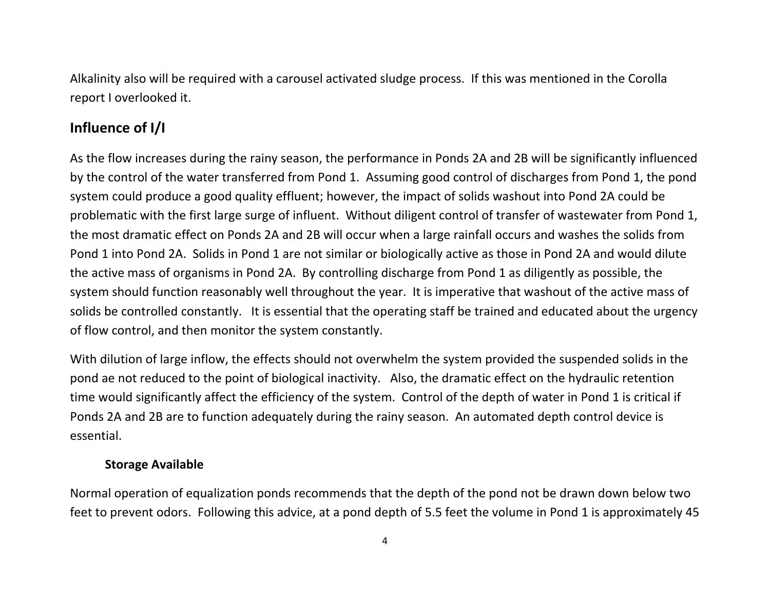Alkalinity also will be required with a carousel activated sludge process. If this was mentioned in the Corolla report I overlooked it.

## Influence of I/I

As the flow increases during the rainy season, the performance in Ponds 2A and 2B will be significantly influenced by the control of the water transferred from Pond 1. Assuming good control of discharges from Pond 1, the pond system could produce a good quality effluent; however, the impact of solids washout into Pond 2A could be problematic with the first large surge of influent. Without diligent control of transfer of wastewater from Pond 1, the most dramatic effect on Ponds 2A and 2B will occur when a large rainfall occurs and washes the solids from Pond 1 into Pond 2A. Solids in Pond 1 are not similar or biologically active as those in Pond 2A and would dilute the active mass of organisms in Pond 2A. By controlling discharge from Pond 1 as diligently as possible, the system should function reasonably well throughout the year. It is imperative that washout of the active mass of solids be controlled constantly. It is essential that the operating staff be trained and educated about the urgency of flow control, and then monitor the system constantly.

With dilution of large inflow, the effects should not overwhelm the system provided the suspended solids in the pond ae not reduced to the point of biological inactivity. Also, the dramatic effect on the hydraulic retention time would significantly affect the efficiency of the system. Control of the depth of water in Pond 1 is critical if Ponds 2A and 2B are to function adequately during the rainy season. An automated depth control device is essential.

### Storage Available

Normal operation of equalization ponds recommends that the depth of the pond not be drawn down below two feet to prevent odors. Following this advice, at a pond depth of 5.5 feet the volume in Pond 1 is approximately 45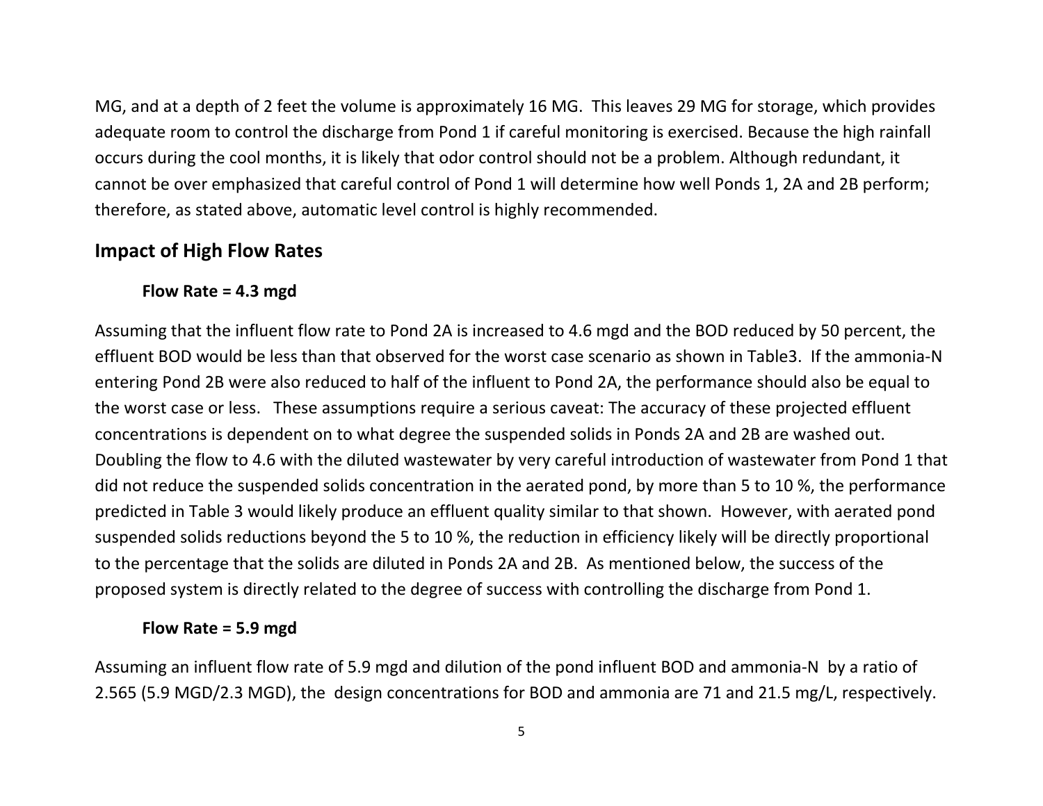MG, and at a depth of 2 feet the volume is approximately 16 MG. This leaves 29 MG for storage, which provides adequate room to control the discharge from Pond 1 if careful monitoring is exercised. Because the high rainfall occurs during the cool months, it is likely that odor control should not be a problem. Although redundant, it cannot be over emphasized that careful control of Pond 1 will determine how well Ponds 1, 2A and 2B perform; therefore, as stated above, automatic level control is highly recommended.

## Impact of High Flow Rates

### Flow Rate = 4.3 mgd

Assuming that the influent flow rate to Pond 2A is increased to 4.6 mgd and the BOD reduced by 50 percent, the effluent BOD would be less than that observed for the worst case scenario as shown in Table3. If the ammonia-N entering Pond 2B were also reduced to half of the influent to Pond 2A, the performance should also be equal to the worst case or less. These assumptions require a serious caveat: The accuracy of these projected effluent concentrations is dependent on to what degree the suspended solids in Ponds 2A and 2B are washed out. Doubling the flow to 4.6 with the diluted wastewater by very careful introduction of wastewater from Pond 1 that did not reduce the suspended solids concentration in the aerated pond, by more than 5 to 10 %, the performance predicted in Table 3 would likely produce an effluent quality similar to that shown. However, with aerated pond suspended solids reductions beyond the 5 to 10 %, the reduction in efficiency likely will be directly proportional to the percentage that the solids are diluted in Ponds 2A and 2B. As mentioned below, the success of the proposed system is directly related to the degree of success with controlling the discharge from Pond 1.

### Flow Rate = 5.9 mgd

Assuming an influent flow rate of 5.9 mgd and dilution of the pond influent BOD and ammonia-N by a ratio of 2.565 (5.9 MGD/2.3 MGD), the design concentrations for BOD and ammonia are 71 and 21.5 mg/L, respectively.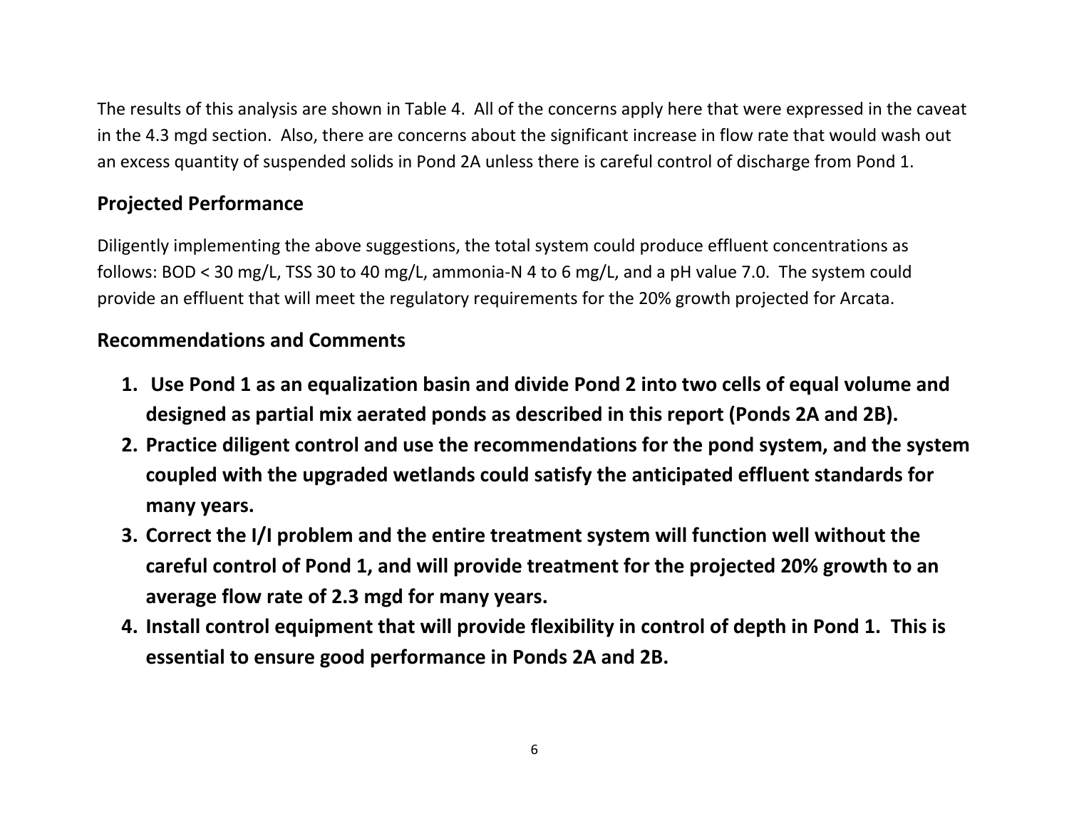The results of this analysis are shown in Table 4. All of the concerns apply here that were expressed in the caveat in the 4.3 mgd section. Also, there are concerns about the significant increase in flow rate that would wash out an excess quantity of suspended solids in Pond 2A unless there is careful control of discharge from Pond 1.

## Projected Performance

Diligently implementing the above suggestions, the total system could produce effluent concentrations as follows: BOD < 30 mg/L, TSS 30 to 40 mg/L, ammonia-N 4 to 6 mg/L, and a pH value 7.0. The system could provide an effluent that will meet the regulatory requirements for the 20% growth projected for Arcata.

## Recommendations and Comments

1. **Use Pond 1 as an equalization basin and divide Pond 2 into two cells of equal volume and designed as partial mix aerated ponds as described in this report (Ponds 2A and 2B).**
2. **Practice diligent control and use the recommendations for the pond system, and the system coupled with the upgraded wetlands could satisfy the anticipated effluent standards for many years.**
3. **Correct the I/I problem and the entire treatment system will function well without the careful control of Pond 1, and will provide treatment for the projected 20% growth to an average flow rate of 2.3 mgd for many years.**
4. **Install control equipment that will provide flexibility in control of depth in Pond 1. This is essential to ensure good performance in Ponds 2A and 2B.**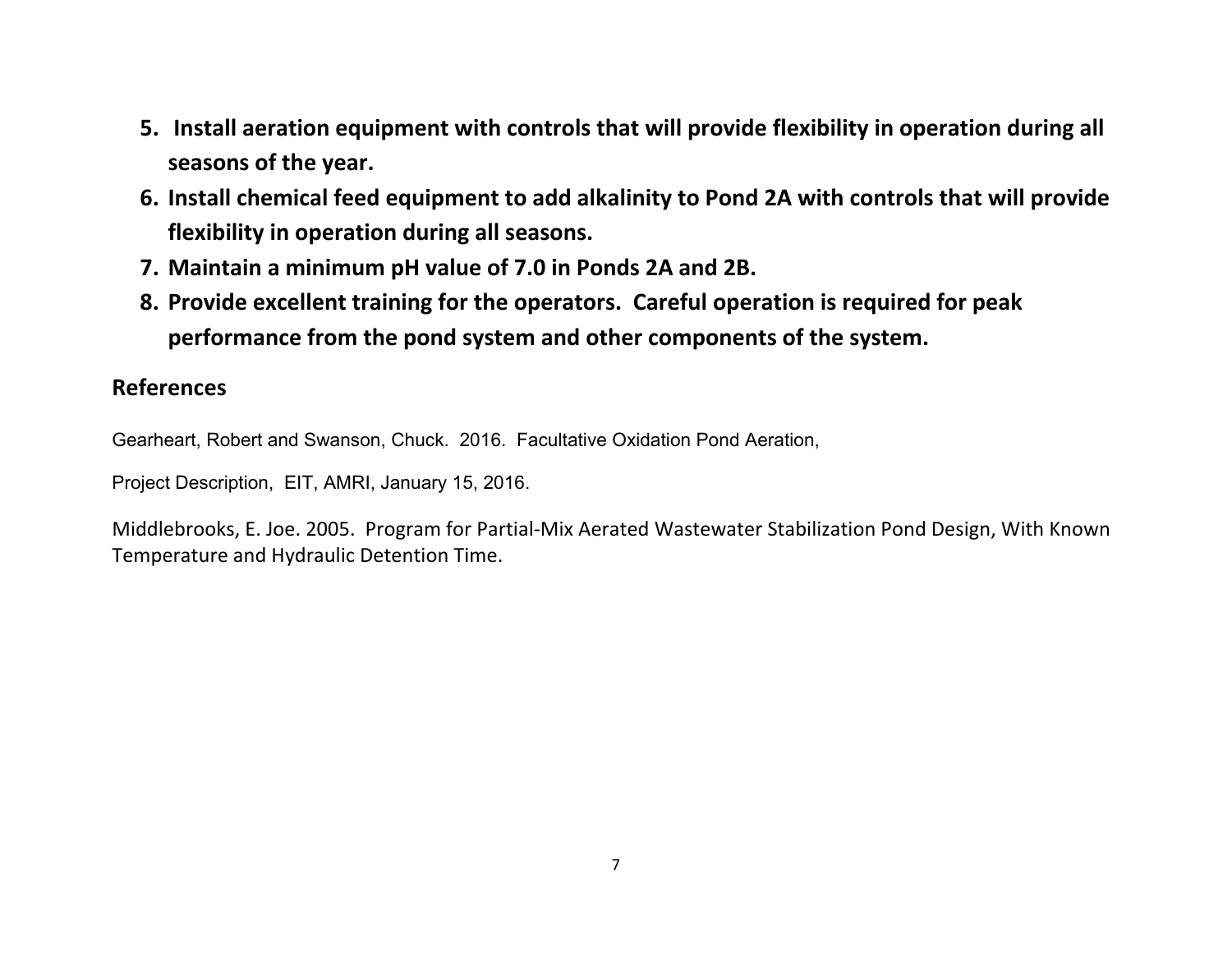5. **Install aeration equipment with controls that will provide flexibility in operation during all seasons of the year.**
6. **Install chemical feed equipment to add alkalinity to Pond 2A with controls that will provide flexibility in operation during all seasons.**
7. **Maintain a minimum pH value of 7.0 in Ponds 2A and 2B.**
8. **Provide excellent training for the operators. Careful operation is required for peak performance from the pond system and other components of the system.**

## References

Gearheart, Robert and Swanson, Chuck. 2016. Facultative Oxidation Pond Aeration,

Project Description, EIT, AMRI, January 15, 2016.

Middlebrooks, E. Joe. 2005. Program for Partial-Mix Aerated Wastewater Stabilization Pond Design, With Known Temperature and Hydraulic Detention Time.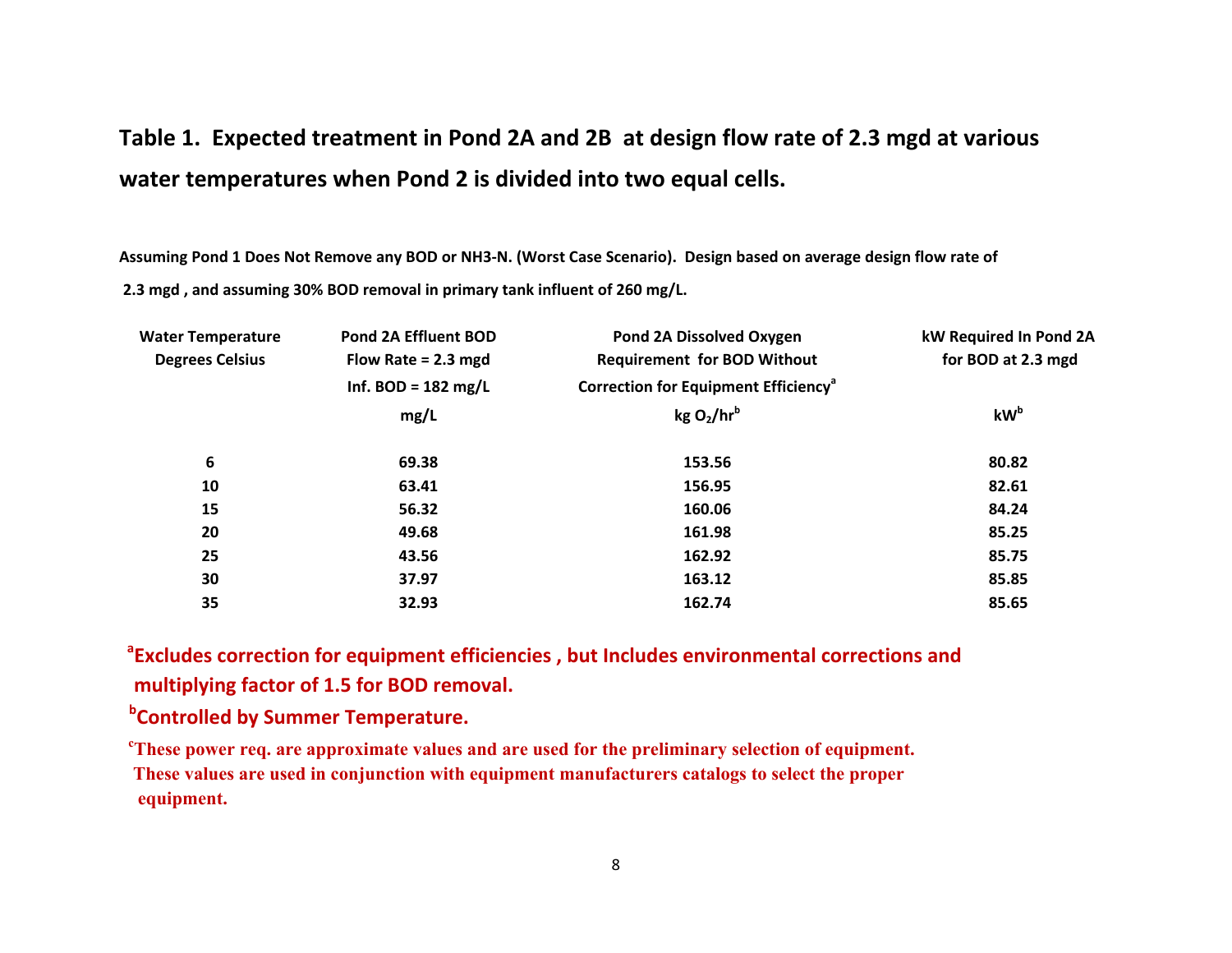## Table 1. Expected treatment in Pond 2A and 2B at design flow rate of 2.3 mgd at various water temperatures when Pond 2 is divided into two equal cells.

**Assuming Pond 1 Does Not Remove any BOD or NH3-N. (Worst Case Scenario). Design based on average design flow rate of 2.3 mgd , and assuming 30% BOD removal in primary tank influent of 260 mg/L.**

| Water Temperature Degrees Celsius | Pond 2A Effluent BOD Flow Rate = 2.3 mgd Inf. BOD = 182 mg/L mg/L | Pond 2A Dissolved Oxygen Requirement for BOD Without Correction for Equipment Efficiency[a] kg $O_2$/hr[b] | kW Required In Pond 2A for BOD at 2.3 mgd kW[b] |
|---|---|---|---|
| 6 | 69.38 | 153.56 | 80.82 |
| 10 | 63.41 | 156.95 | 82.61 |
| 15 | 56.32 | 160.06 | 84.24 |
| 20 | 49.68 | 161.98 | 85.25 |
| 25 | 43.56 | 162.92 | 85.75 |
| 30 | 37.97 | 163.12 | 85.85 |
| 35 | 32.93 | 162.74 | 85.65 |

[a]Excludes correction for equipment efficiencies , but Includes environmental corrections and multiplying factor of 1.5 for BOD removal.

[b]Controlled by Summer Temperature.

[c]These power req. are approximate values and are used for the preliminary selection of equipment. These values are used in conjunction with equipment manufacturers catalogs to select the proper equipment.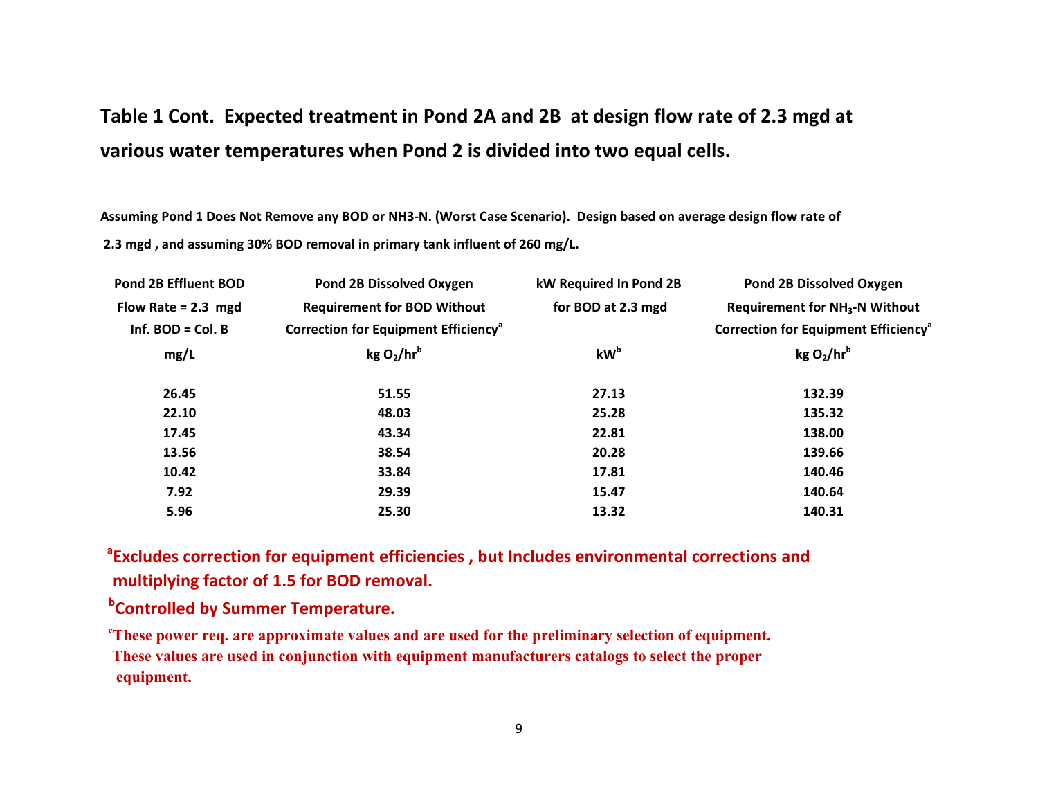## Table 1 Cont. Expected treatment in Pond 2A and 2B at design flow rate of 2.3 mgd at various water temperatures when Pond 2 is divided into two equal cells.

**Assuming Pond 1 Does Not Remove any BOD or NH3-N. (Worst Case Scenario). Design based on average design flow rate of 2.3 mgd , and assuming 30% BOD removal in primary tank influent of 260 mg/L.**

| Pond 2B Effluent BOD Flow Rate = 2.3 mgd Inf. BOD = Col. B mg/L | Pond 2B Dissolved Oxygen Requirement for BOD Without Correction for Equipment Efficiency[a] kg $O_2$/hr[b] | kW Required In Pond 2B for BOD at 2.3 mgd kW[b] | Pond 2B Dissolved Oxygen Requirement for $NH_3$-N Without Correction for Equipment Efficiency[a] kg $O_2$/hr[b] |
|---|---|---|---|
| 26.45 | 51.55 | 27.13 | 132.39 |
| 22.10 | 48.03 | 25.28 | 135.32 |
| 17.45 | 43.34 | 22.81 | 138.00 |
| 13.56 | 38.54 | 20.28 | 139.66 |
| 10.42 | 33.84 | 17.81 | 140.46 |
| 7.92 | 29.39 | 15.47 | 140.64 |
| 5.96 | 25.30 | 13.32 | 140.31 |

[a]Excludes correction for equipment efficiencies , but Includes environmental corrections and multiplying factor of 1.5 for BOD removal.

[b]Controlled by Summer Temperature.

[c]These power req. are approximate values and are used for the preliminary selection of equipment. These values are used in conjunction with equipment manufacturers catalogs to select the proper equipment.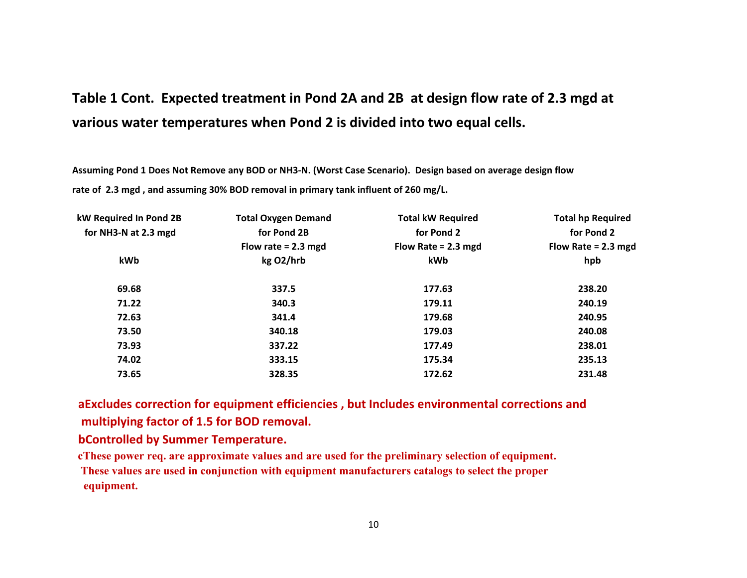## Table 1 Cont. Expected treatment in Pond 2A and 2B at design flow rate of 2.3 mgd at various water temperatures when Pond 2 is divided into two equal cells.

**Assuming Pond 1 Does Not Remove any BOD or NH3-N. (Worst Case Scenario). Design based on average design flow rate of 2.3 mgd , and assuming 30% BOD removal in primary tank influent of 260 mg/L.**

| kW Required In Pond 2B for NH3-N at 2.3 mgd kWb | Total Oxygen Demand for Pond 2B Flow rate = 2.3 mgd kg O2/hrb | Total kW Required for Pond 2 Flow Rate = 2.3 mgd kWb | Total hp Required for Pond 2 Flow Rate = 2.3 mgd hpb |
|---|---|---|---|
| 69.68 | 337.5 | 177.63 | 238.20 |
| 71.22 | 340.3 | 179.11 | 240.19 |
| 72.63 | 341.4 | 179.68 | 240.95 |
| 73.50 | 340.18 | 179.03 | 240.08 |
| 73.93 | 337.22 | 177.49 | 238.01 |
| 74.02 | 333.15 | 175.34 | 235.13 |
| 73.65 | 328.35 | 172.62 | 231.48 |

aExcludes correction for equipment efficiencies , but Includes environmental corrections and multiplying factor of 1.5 for BOD removal.

bControlled by Summer Temperature.

cThese power req. are approximate values and are used for the preliminary selection of equipment. These values are used in conjunction with equipment manufacturers catalogs to select the proper equipment.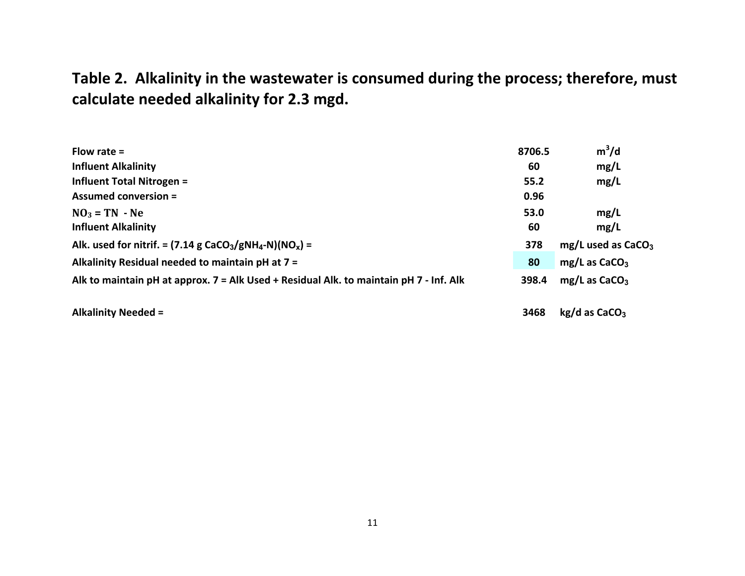**Table 2. Alkalinity in the wastewater is consumed during the process; therefore, must calculate needed alkalinity for 2.3 mgd.**

| | | |
|---|---|---|
| **Flow rate =** | **8706.5** | **$m^3/d$** |
| **Influent Alkalinity** | **60** | **mg/L** |
| **Influent Total Nitrogen =** | **55.2** | **mg/L** |
| **Assumed conversion =** | **0.96** | |
| **$NO_3$ = TN - Ne** | **53.0** | **mg/L** |
| **Influent Alkalinity** | **60** | **mg/L** |
| **Alk. used for nitrif. = (7.14 g $CaCO_3$/g$NH_4$-N)($NO_x$) =** | **378** | **mg/L used as $CaCO_3$** |
| **Alkalinity Residual needed to maintain pH at 7 =** | **80** | **mg/L as $CaCO_3$** |
| **Alk to maintain pH at approx. 7 = Alk Used + Residual Alk. to maintain pH 7 - Inf. Alk** | **398.4** | **mg/L as $CaCO_3$** |
| **Alkalinity Needed =** | **3468** | **kg/d as $CaCO_3$** |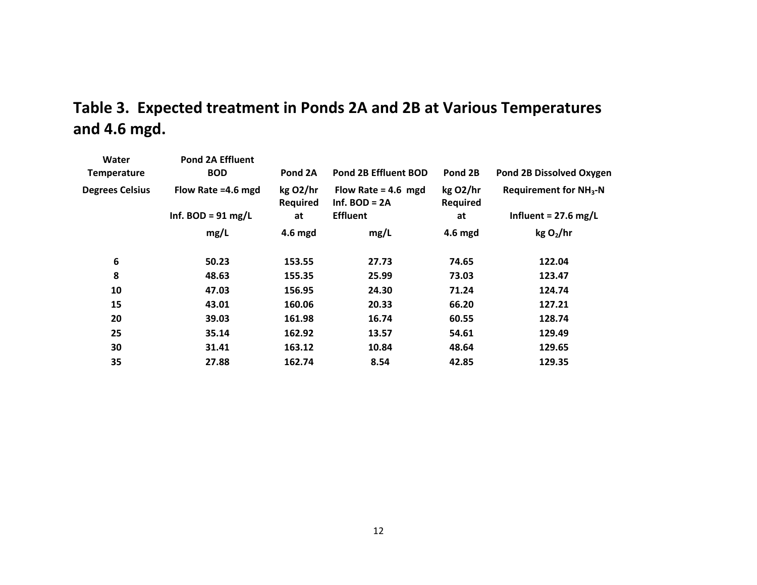## Table 3. Expected treatment in Ponds 2A and 2B at Various Temperatures and 4.6 mgd.

| Water Temperature Degrees Celsius | Pond 2A Effluent BOD Flow Rate =4.6 mgd Inf. BOD = 91 mg/L mg/L | Pond 2A kg O2/hr Required at 4.6 mgd | Pond 2B Effluent BOD Flow Rate = 4.6 mgd Inf. BOD = 2A Effluent mg/L | Pond 2B kg O2/hr Required at 4.6 mgd | Pond 2B Dissolved Oxygen Requirement for $NH_3$-N Influent = 27.6 mg/L kg $O_2$/hr |
|---|---|---|---|---|---|
| 6 | 50.23 | 153.55 | 27.73 | 74.65 | 122.04 |
| 8 | 48.63 | 155.35 | 25.99 | 73.03 | 123.47 |
| 10 | 47.03 | 156.95 | 24.30 | 71.24 | 124.74 |
| 15 | 43.01 | 160.06 | 20.33 | 66.20 | 127.21 |
| 20 | 39.03 | 161.98 | 16.74 | 60.55 | 128.74 |
| 25 | 35.14 | 162.92 | 13.57 | 54.61 | 129.49 |
| 30 | 31.41 | 163.12 | 10.84 | 48.64 | 129.65 |
| 35 | 27.88 | 162.74 | 8.54 | 42.85 | 129.35 |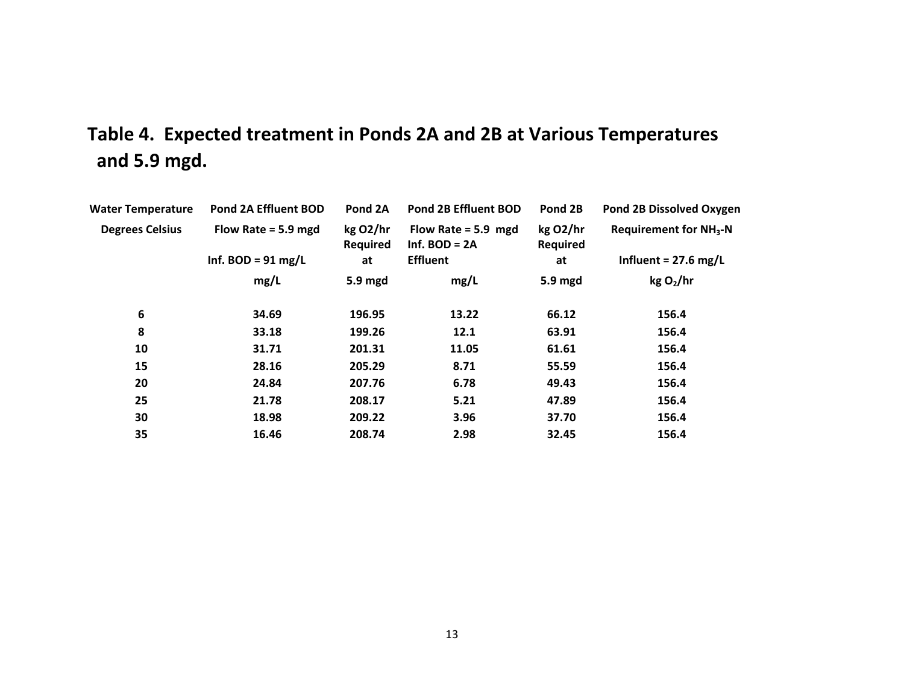## Table 4. Expected treatment in Ponds 2A and 2B at Various Temperatures and 5.9 mgd.

| Water Temperature Degrees Celsius | Pond 2A Effluent BOD Flow Rate = 5.9 mgd Inf. BOD = 91 mg/L mg/L | Pond 2A kg O2/hr Required at 5.9 mgd | Pond 2B Effluent BOD Flow Rate = 5.9 mgd Inf. BOD = 2A Effluent mg/L | Pond 2B kg O2/hr Required at 5.9 mgd | Pond 2B Dissolved Oxygen Requirement for $NH_3$-N Influent = 27.6 mg/L kg $O_2$/hr |
|---|---|---|---|---|---|
| 6 | 34.69 | 196.95 | 13.22 | 66.12 | 156.4 |
| 8 | 33.18 | 199.26 | 12.1 | 63.91 | 156.4 |
| 10 | 31.71 | 201.31 | 11.05 | 61.61 | 156.4 |
| 15 | 28.16 | 205.29 | 8.71 | 55.59 | 156.4 |
| 20 | 24.84 | 207.76 | 6.78 | 49.43 | 156.4 |
| 25 | 21.78 | 208.17 | 5.21 | 47.89 | 156.4 |
| 30 | 18.98 | 209.22 | 3.96 | 37.70 | 156.4 |
| 35 | 16.46 | 208.74 | 2.98 | 32.45 | 156.4 |